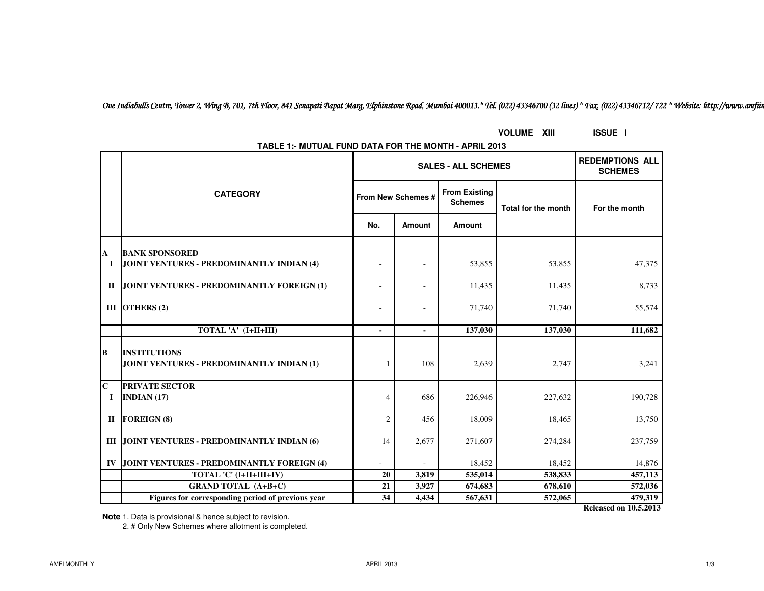*One Indiabulls Centre, Tower 2, Wing B, 701, 7th Floor, 841 Senapati Bapat Marg, Elphinstone Road, Mumbai 400013.* Tel. (022) 43346700 (32 lines) * Fax. (022) 43346712/ 722 * Website: http://www.amfii*

**VOLUME XIII ISSUE I**

## TABLE 1:- MUTUAL FUND DATA FOR THE MONTH - APRIL 2013

| | CATEGORY | SALES - ALL SCHEMES | | | | REDEMPTIONS ALL SCHEMES |
|---|---|---|---|---|---|---|
| | | From New Schemes # | | From Existing Schemes | Total for the month | For the month |
| | | No. | Amount | Amount | | |
| **A** | **BANK SPONSORED** | | | | | |
| **I** | **JOINT VENTURES - PREDOMINANTLY INDIAN (4)** | - | - | 53,855 | 53,855 | 47,375 |
| **II** | **JOINT VENTURES - PREDOMINANTLY FOREIGN (1)** | - | - | 11,435 | 11,435 | 8,733 |
| **III** | **OTHERS (2)** | - | - | 71,740 | 71,740 | 55,574 |
| | **TOTAL 'A' (I+II+III)** | **-** | **-** | **137,030** | **137,030** | **111,682** |
| **B** | **INSTITUTIONS** | | | | | |
| | **JOINT VENTURES - PREDOMINANTLY INDIAN (1)** | 1 | 108 | 2,639 | 2,747 | 3,241 |
| **C** | **PRIVATE SECTOR** | | | | | |
| **I** | **INDIAN (17)** | 4 | 686 | 226,946 | 227,632 | 190,728 |
| **II** | **FOREIGN (8)** | 2 | 456 | 18,009 | 18,465 | 13,750 |
| **III** | **JOINT VENTURES - PREDOMINANTLY INDIAN (6)** | 14 | 2,677 | 271,607 | 274,284 | 237,759 |
| **IV** | **JOINT VENTURES - PREDOMINANTLY FOREIGN (4)** | - | - | 18,452 | 18,452 | 14,876 |
| | **TOTAL 'C' (I+II+III+IV)** | **20** | **3,819** | **535,014** | **538,833** | **457,113** |
| | **GRAND TOTAL (A+B+C)** | **21** | **3,927** | **674,683** | **678,610** | **572,036** |
| | **Figures for corresponding period of previous year** | **34** | **4,434** | **567,631** | **572,065** | **479,319** |

**Released on 10.5.2013**

**Note:** 1. Data is provisional & hence subject to revision.

2. # Only New Schemes where allotment is completed.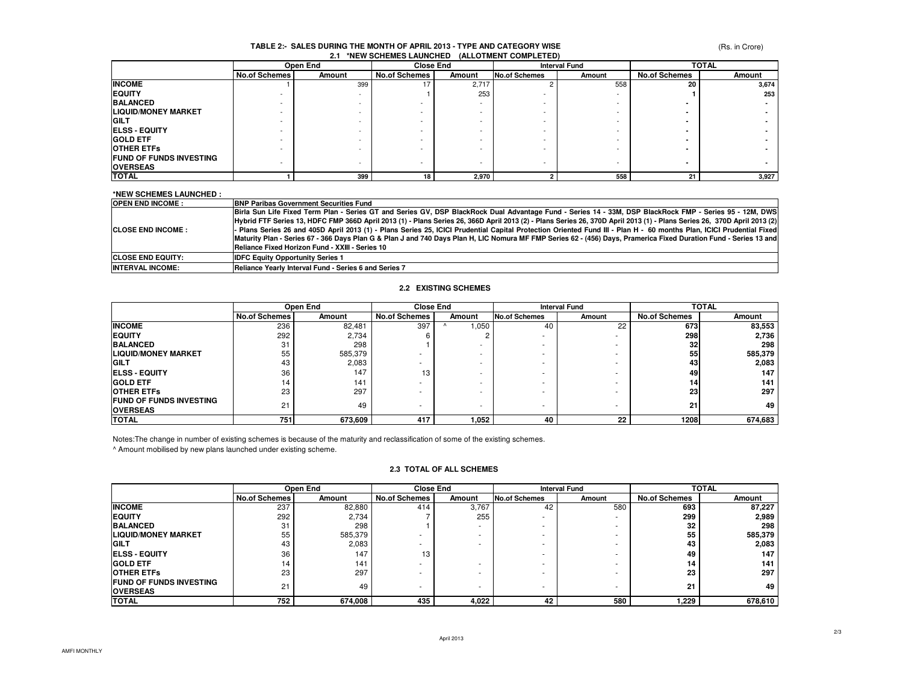## TABLE 2:- SALES DURING THE MONTH OF APRIL 2013 - TYPE AND CATEGORY WISE

(Rs. in Crore)

### 2.1 *NEW SCHEMES LAUNCHED (ALLOTMENT COMPLETED)

| | Open End | | Close End | | Interval Fund | | TOTAL | |
|---|---|---|---|---|---|---|---|---|
| | No.of Schemes | Amount | No.of Schemes | Amount | No.of Schemes | Amount | No.of Schemes | Amount |
| **INCOME** | 1 | 399 | 17 | 2,717 | 2 | 558 | **20** | **3,674** |
| **EQUITY** | - | - | 1 | 253 | - | - | **1** | **253** |
| **BALANCED** | - | - | - | - | - | - | **-** | **-** |
| **LIQUID/MONEY MARKET** | - | - | - | - | - | - | **-** | **-** |
| **GILT** | - | - | - | - | - | - | **-** | **-** |
| **ELSS - EQUITY** | - | - | - | - | - | - | **-** | **-** |
| **GOLD ETF** | - | - | - | - | - | - | **-** | **-** |
| **OTHER ETFs** | - | - | - | - | - | - | **-** | **-** |
| **FUND OF FUNDS INVESTING OVERSEAS** | - | - | - | - | - | - | **-** | **-** |
| **TOTAL** | **1** | **399** | **18** | **2,970** | **2** | **558** | **21** | **3,927** |

**\*NEW SCHEMES LAUNCHED :**

| | |
|---|---|
| **OPEN END INCOME :** | **BNP Paribas Government Securities Fund** |
| **CLOSE END INCOME :** | **Birla Sun Life Fixed Term Plan - Series GT and Series GV, DSP BlackRock Dual Advantage Fund - Series 14 - 33M, DSP BlackRock FMP - Series 95 - 12M, DWS Hybrid FTF Series 13, HDFC FMP 366D April 2013 (1) - Plans Series 26, 366D April 2013 (2) - Plans Series 26, 370D April 2013 (1) - Plans Series 26, 370D April 2013 (2) - Plans Series 26 and 405D April 2013 (1) - Plans Series 25, ICICI Prudential Capital Protection Oriented Fund III - Plan H - 60 months Plan, ICICI Prudential Fixed Maturity Plan - Series 67 - 366 Days Plan G & Plan J and 740 Days Plan H, LIC Nomura MF FMP Series 62 - (456) Days, Pramerica Fixed Duration Fund - Series 13 and Reliance Fixed Horizon Fund - XXIII - Series 10** |
| **CLOSE END EQUITY:** | **IDFC Equity Opportunity Series 1** |
| **INTERVAL INCOME:** | **Reliance Yearly Interval Fund - Series 6 and Series 7** |

### 2.2 EXISTING SCHEMES

| | Open End | | Close End | | Interval Fund | | TOTAL | |
|---|---|---|---|---|---|---|---|---|
| | No.of Schemes | Amount | No.of Schemes | Amount | No.of Schemes | Amount | No.of Schemes | Amount |
| **INCOME** | 236 | 82,481 | 397 | ^ 1,050 | 40 | 22 | **673** | **83,553** |
| **EQUITY** | 292 | 2,734 | 6 | 2 | - | - | **298** | **2,736** |
| **BALANCED** | 31 | 298 | 1 | - | - | - | **32** | **298** |
| **LIQUID/MONEY MARKET** | 55 | 585,379 | - | - | - | - | **55** | **585,379** |
| **GILT** | 43 | 2,083 | - | - | - | - | **43** | **2,083** |
| **ELSS - EQUITY** | 36 | 147 | 13 | - | - | - | **49** | **147** |
| **GOLD ETF** | 14 | 141 | - | - | - | - | **14** | **141** |
| **OTHER ETFs** | 23 | 297 | - | - | - | - | **23** | **297** |
| **FUND OF FUNDS INVESTING OVERSEAS** | 21 | 49 | - | - | - | - | **21** | **49** |
| **TOTAL** | **751** | **673,609** | **417** | **1,052** | **40** | **22** | **1208** | **674,683** |

Notes:The change in number of existing schemes is because of the maturity and reclassification of some of the existing schemes.

^ Amount mobilised by new plans launched under existing scheme.

### 2.3 TOTAL OF ALL SCHEMES

| | Open End | | Close End | | Interval Fund | | TOTAL | |
|---|---|---|---|---|---|---|---|---|
| | No.of Schemes | Amount | No.of Schemes | Amount | No.of Schemes | Amount | No.of Schemes | Amount |
| **INCOME** | 237 | 82,880 | 414 | 3,767 | 42 | 580 | **693** | **87,227** |
| **EQUITY** | 292 | 2,734 | 7 | 255 | - | - | **299** | **2,989** |
| **BALANCED** | 31 | 298 | 1 | - | - | - | **32** | **298** |
| **LIQUID/MONEY MARKET** | 55 | 585,379 | - | - | - | - | **55** | **585,379** |
| **GILT** | 43 | 2,083 | - | - | - | - | **43** | **2,083** |
| **ELSS - EQUITY** | 36 | 147 | 13 | | - | - | **49** | **147** |
| **GOLD ETF** | 14 | 141 | - | - | - | - | **14** | **141** |
| **OTHER ETFs** | 23 | 297 | - | - | - | - | **23** | **297** |
| **FUND OF FUNDS INVESTING OVERSEAS** | 21 | 49 | - | - | - | - | **21** | **49** |
| **TOTAL** | **752** | **674,008** | **435** | **4,022** | **42** | **580** | **1,229** | **678,610** |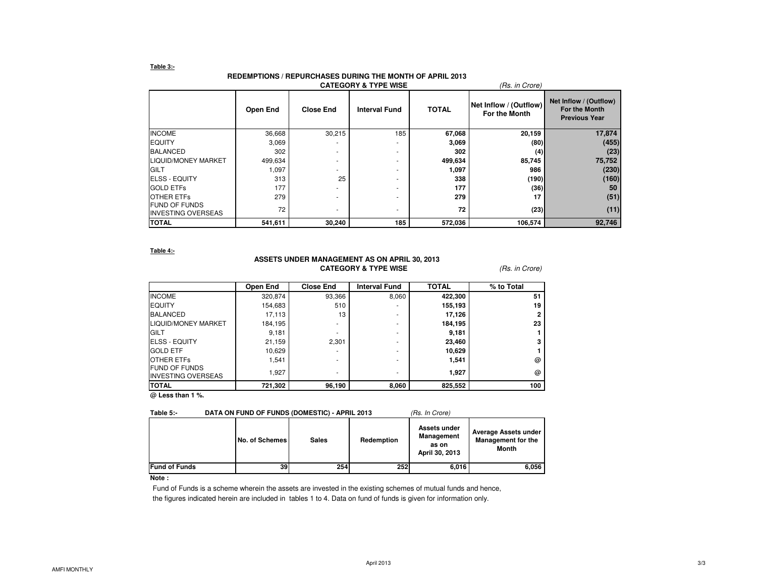**Table 3:-**

### REDEMPTIONS / REPURCHASES DURING THE MONTH OF APRIL 2013
**CATEGORY & TYPE WISE**

*(Rs. in Crore)*

| | Open End | Close End | Interval Fund | TOTAL | Net Inflow / (Outflow) For the Month | Net Inflow / (Outflow) For the Month Previous Year |
|---|---|---|---|---|---|---|
| INCOME | 36,668 | 30,215 | 185 | **67,068** | **20,159** | **17,874** |
| EQUITY | 3,069 | - | - | **3,069** | **(80)** | **(455)** |
| BALANCED | 302 | - | - | **302** | **(4)** | **(23)** |
| LIQUID/MONEY MARKET | 499,634 | - | - | **499,634** | **85,745** | **75,752** |
| GILT | 1,097 | - | - | **1,097** | **986** | **(230)** |
| ELSS - EQUITY | 313 | 25 | - | **338** | **(190)** | **(160)** |
| GOLD ETFs | 177 | - | - | **177** | **(36)** | **50** |
| OTHER ETFs | 279 | - | - | **279** | **17** | **(51)** |
| FUND OF FUNDS INVESTING OVERSEAS | 72 | - | - | **72** | **(23)** | **(11)** |
| **TOTAL** | **541,611** | **30,240** | **185** | **572,036** | **106,574** | **92,746** |

**Table 4:-**

### ASSETS UNDER MANAGEMENT AS ON APRIL 30, 2013
**CATEGORY & TYPE WISE**

*(Rs. in Crore)*

| | Open End | Close End | Interval Fund | TOTAL | % to Total |
|---|---|---|---|---|---|
| INCOME | 320,874 | 93,366 | 8,060 | **422,300** | **51** |
| EQUITY | 154,683 | 510 | - | **155,193** | **19** |
| BALANCED | 17,113 | 13 | - | **17,126** | **2** |
| LIQUID/MONEY MARKET | 184,195 | - | - | **184,195** | **23** |
| GILT | 9,181 | - | - | **9,181** | **1** |
| ELSS - EQUITY | 21,159 | 2,301 | - | **23,460** | **3** |
| GOLD ETF | 10,629 | - | - | **10,629** | **1** |
| OTHER ETFs | 1,541 | - | - | **1,541** | **@** |
| FUND OF FUNDS INVESTING OVERSEAS | 1,927 | - | - | **1,927** | **@** |
| **TOTAL** | **721,302** | **96,190** | **8,060** | **825,552** | **100** |

**@ Less than 1 %.**

**Table 5:- DATA ON FUND OF FUNDS (DOMESTIC) - APRIL 2013** *(Rs. In Crore)*

| | No. of Schemes | Sales | Redemption | Assets under Management as on April 30, 2013 | Average Assets under Management for the Month |
|---|---|---|---|---|---|
| **Fund of Funds** | **39** | **254** | **252** | **6,016** | **6,056** |

**Note :**

Fund of Funds is a scheme wherein the assets are invested in the existing schemes of mutual funds and hence, the figures indicated herein are included in tables 1 to 4. Data on fund of funds is given for information only.